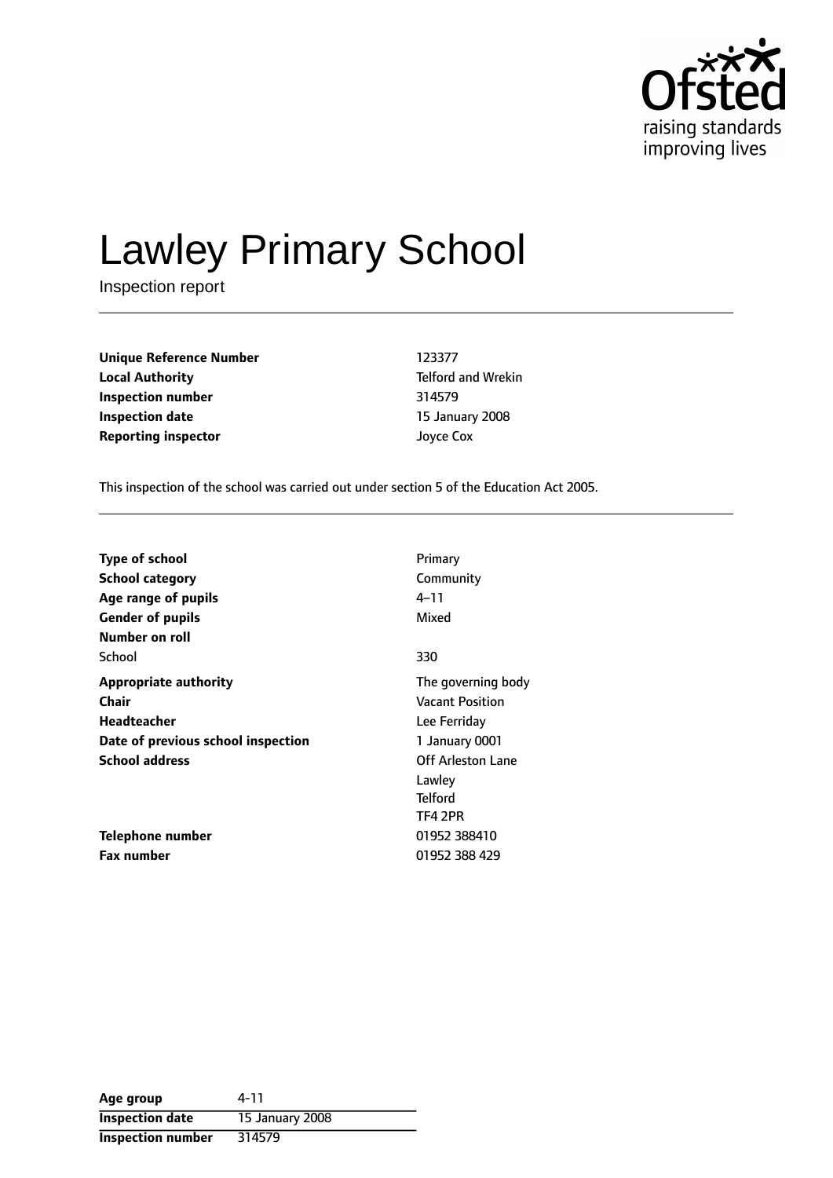# Lawley Primary School

Inspection report

| | |
|---|---|
| **Unique Reference Number** | 123377 |
| **Local Authority** | Telford and Wrekin |
| **Inspection number** | 314579 |
| **Inspection date** | 15 January 2008 |
| **Reporting inspector** | Joyce Cox |

This inspection of the school was carried out under section 5 of the Education Act 2005.

| | |
|---|---|
| **Type of school** | Primary |
| **School category** | Community |
| **Age range of pupils** | 4–11 |
| **Gender of pupils** | Mixed |
| **Number on roll** | |
| School | 330 |
| **Appropriate authority** | The governing body |
| **Chair** | Vacant Position |
| **Headteacher** | Lee Ferriday |
| **Date of previous school inspection** | 1 January 0001 |
| **School address** | Off Arleston Lane<br>Lawley<br>Telford<br>TF4 2PR |
| **Telephone number** | 01952 388410 |
| **Fax number** | 01952 388 429 |

| | |
|---|---|
| **Age group** | 4-11 |
| **Inspection date** | 15 January 2008 |
| **Inspection number** | 314579 |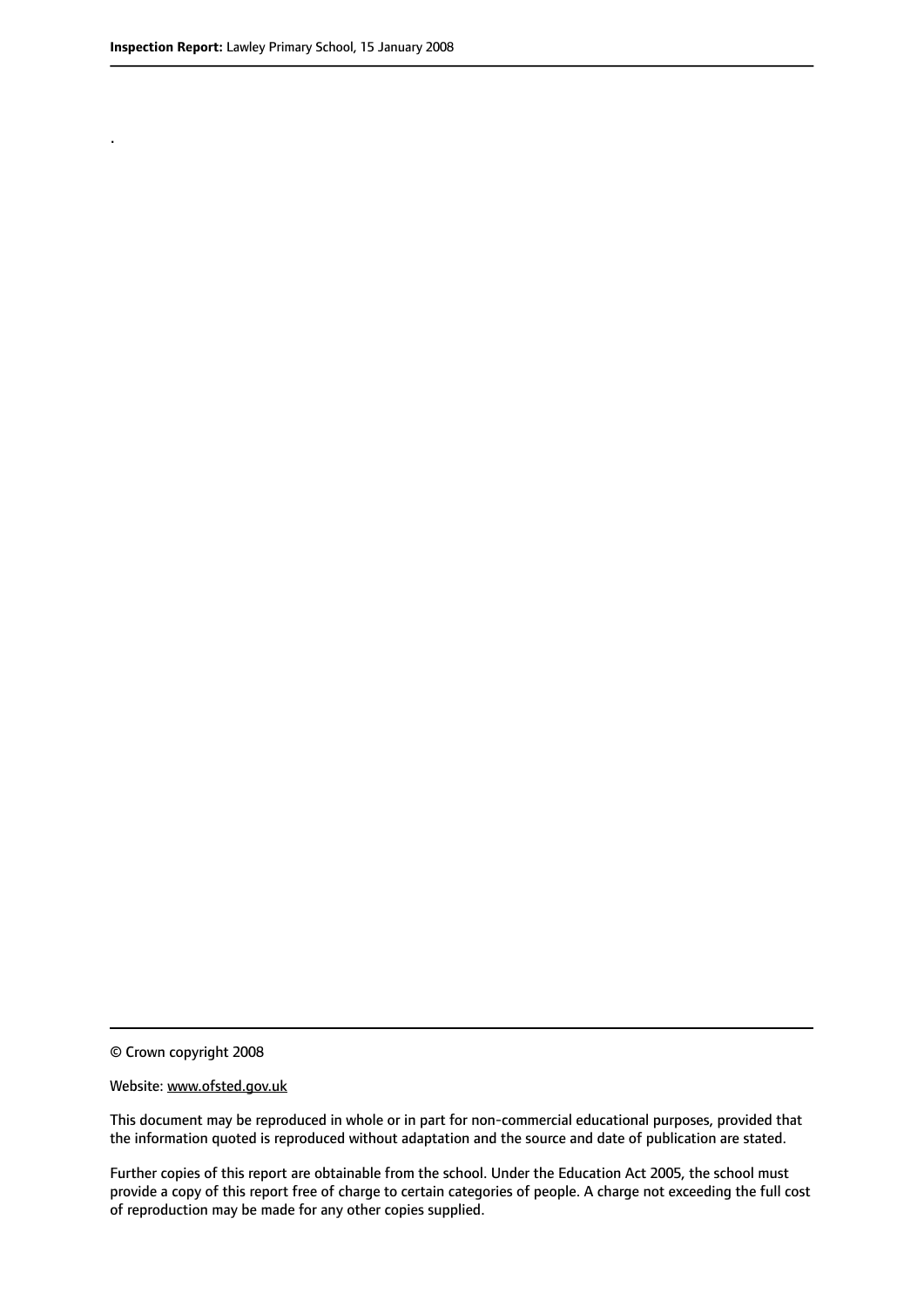.

© Crown copyright 2008

Website: www.ofsted.gov.uk

This document may be reproduced in whole or in part for non-commercial educational purposes, provided that the information quoted is reproduced without adaptation and the source and date of publication are stated.

Further copies of this report are obtainable from the school. Under the Education Act 2005, the school must provide a copy of this report free of charge to certain categories of people. A charge not exceeding the full cost of reproduction may be made for any other copies supplied.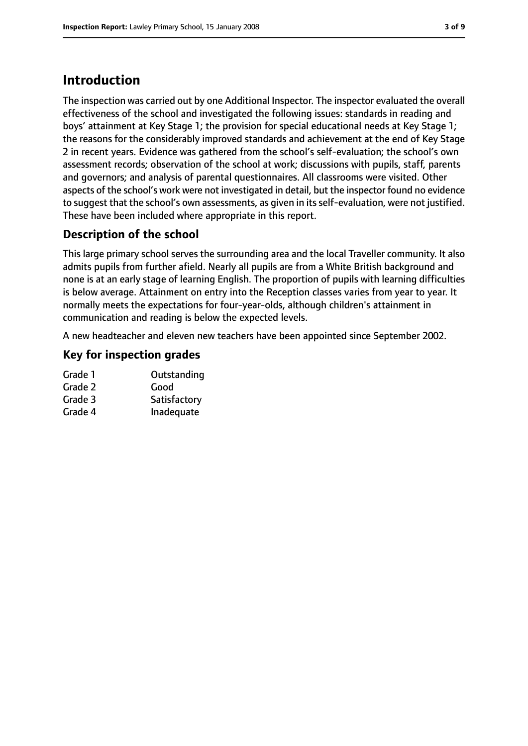# Introduction

The inspection was carried out by one Additional Inspector. The inspector evaluated the overall effectiveness of the school and investigated the following issues: standards in reading and boys' attainment at Key Stage 1; the provision for special educational needs at Key Stage 1; the reasons for the considerably improved standards and achievement at the end of Key Stage 2 in recent years. Evidence was gathered from the school's self-evaluation; the school's own assessment records; observation of the school at work; discussions with pupils, staff, parents and governors; and analysis of parental questionnaires. All classrooms were visited. Other aspects of the school's work were not investigated in detail, but the inspector found no evidence to suggest that the school's own assessments, as given in its self-evaluation, were not justified. These have been included where appropriate in this report.

## Description of the school

This large primary school serves the surrounding area and the local Traveller community. It also admits pupils from further afield. Nearly all pupils are from a White British background and none is at an early stage of learning English. The proportion of pupils with learning difficulties is below average. Attainment on entry into the Reception classes varies from year to year. It normally meets the expectations for four-year-olds, although children's attainment in communication and reading is below the expected levels.

A new headteacher and eleven new teachers have been appointed since September 2002.

## Key for inspection grades

| | |
|---|---|
| Grade 1 | Outstanding |
| Grade 2 | Good |
| Grade 3 | Satisfactory |
| Grade 4 | Inadequate |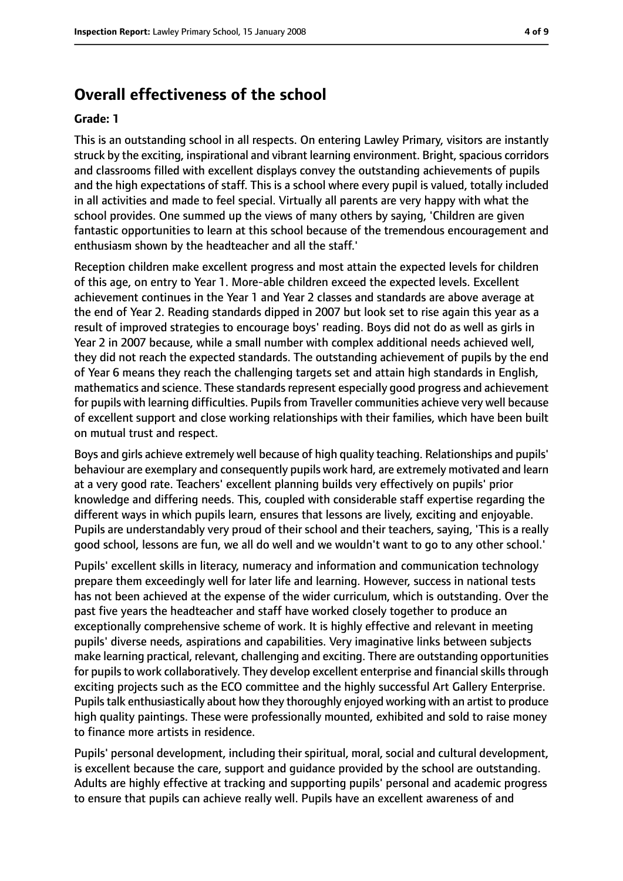## Overall effectiveness of the school

**Grade: 1**

This is an outstanding school in all respects. On entering Lawley Primary, visitors are instantly struck by the exciting, inspirational and vibrant learning environment. Bright, spacious corridors and classrooms filled with excellent displays convey the outstanding achievements of pupils and the high expectations of staff. This is a school where every pupil is valued, totally included in all activities and made to feel special. Virtually all parents are very happy with what the school provides. One summed up the views of many others by saying, 'Children are given fantastic opportunities to learn at this school because of the tremendous encouragement and enthusiasm shown by the headteacher and all the staff.'

Reception children make excellent progress and most attain the expected levels for children of this age, on entry to Year 1. More-able children exceed the expected levels. Excellent achievement continues in the Year 1 and Year 2 classes and standards are above average at the end of Year 2. Reading standards dipped in 2007 but look set to rise again this year as a result of improved strategies to encourage boys' reading. Boys did not do as well as girls in Year 2 in 2007 because, while a small number with complex additional needs achieved well, they did not reach the expected standards. The outstanding achievement of pupils by the end of Year 6 means they reach the challenging targets set and attain high standards in English, mathematics and science. These standards represent especially good progress and achievement for pupils with learning difficulties. Pupils from Traveller communities achieve very well because of excellent support and close working relationships with their families, which have been built on mutual trust and respect.

Boys and girls achieve extremely well because of high quality teaching. Relationships and pupils' behaviour are exemplary and consequently pupils work hard, are extremely motivated and learn at a very good rate. Teachers' excellent planning builds very effectively on pupils' prior knowledge and differing needs. This, coupled with considerable staff expertise regarding the different ways in which pupils learn, ensures that lessons are lively, exciting and enjoyable. Pupils are understandably very proud of their school and their teachers, saying, 'This is a really good school, lessons are fun, we all do well and we wouldn't want to go to any other school.'

Pupils' excellent skills in literacy, numeracy and information and communication technology prepare them exceedingly well for later life and learning. However, success in national tests has not been achieved at the expense of the wider curriculum, which is outstanding. Over the past five years the headteacher and staff have worked closely together to produce an exceptionally comprehensive scheme of work. It is highly effective and relevant in meeting pupils' diverse needs, aspirations and capabilities. Very imaginative links between subjects make learning practical, relevant, challenging and exciting. There are outstanding opportunities for pupils to work collaboratively. They develop excellent enterprise and financial skills through exciting projects such as the ECO committee and the highly successful Art Gallery Enterprise. Pupils talk enthusiastically about how they thoroughly enjoyed working with an artist to produce high quality paintings. These were professionally mounted, exhibited and sold to raise money to finance more artists in residence.

Pupils' personal development, including their spiritual, moral, social and cultural development, is excellent because the care, support and guidance provided by the school are outstanding. Adults are highly effective at tracking and supporting pupils' personal and academic progress to ensure that pupils can achieve really well. Pupils have an excellent awareness of and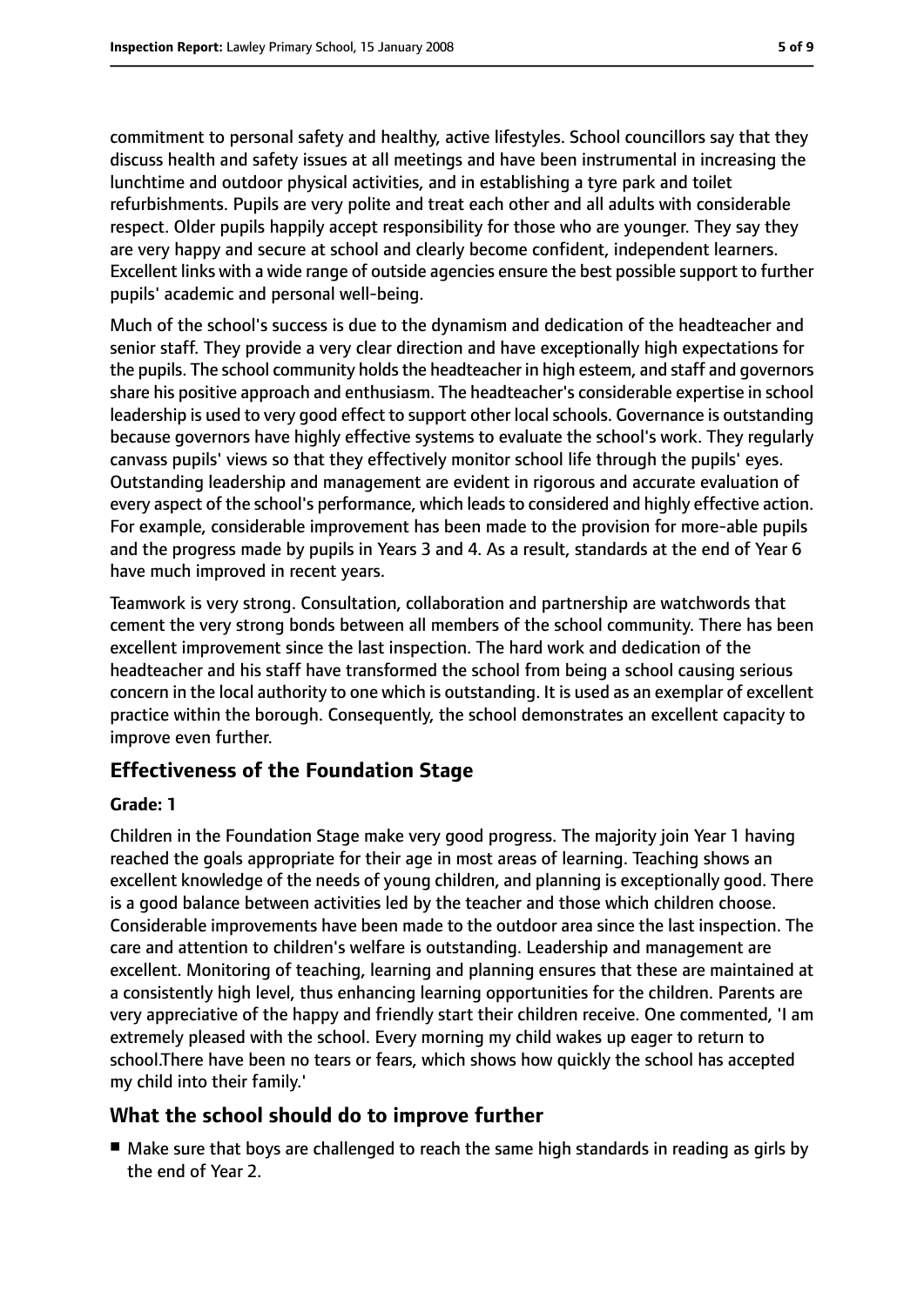commitment to personal safety and healthy, active lifestyles. School councillors say that they discuss health and safety issues at all meetings and have been instrumental in increasing the lunchtime and outdoor physical activities, and in establishing a tyre park and toilet refurbishments. Pupils are very polite and treat each other and all adults with considerable respect. Older pupils happily accept responsibility for those who are younger. They say they are very happy and secure at school and clearly become confident, independent learners. Excellent links with a wide range of outside agencies ensure the best possible support to further pupils' academic and personal well-being.

Much of the school's success is due to the dynamism and dedication of the headteacher and senior staff. They provide a very clear direction and have exceptionally high expectations for the pupils. The school community holds the headteacher in high esteem, and staff and governors share his positive approach and enthusiasm. The headteacher's considerable expertise in school leadership is used to very good effect to support other local schools. Governance is outstanding because governors have highly effective systems to evaluate the school's work. They regularly canvass pupils' views so that they effectively monitor school life through the pupils' eyes. Outstanding leadership and management are evident in rigorous and accurate evaluation of every aspect of the school's performance, which leads to considered and highly effective action. For example, considerable improvement has been made to the provision for more-able pupils and the progress made by pupils in Years 3 and 4. As a result, standards at the end of Year 6 have much improved in recent years.

Teamwork is very strong. Consultation, collaboration and partnership are watchwords that cement the very strong bonds between all members of the school community. There has been excellent improvement since the last inspection. The hard work and dedication of the headteacher and his staff have transformed the school from being a school causing serious concern in the local authority to one which is outstanding. It is used as an exemplar of excellent practice within the borough. Consequently, the school demonstrates an excellent capacity to improve even further.

## Effectiveness of the Foundation Stage

#### Grade: 1

Children in the Foundation Stage make very good progress. The majority join Year 1 having reached the goals appropriate for their age in most areas of learning. Teaching shows an excellent knowledge of the needs of young children, and planning is exceptionally good. There is a good balance between activities led by the teacher and those which children choose. Considerable improvements have been made to the outdoor area since the last inspection. The care and attention to children's welfare is outstanding. Leadership and management are excellent. Monitoring of teaching, learning and planning ensures that these are maintained at a consistently high level, thus enhancing learning opportunities for the children. Parents are very appreciative of the happy and friendly start their children receive. One commented, 'I am extremely pleased with the school. Every morning my child wakes up eager to return to school.There have been no tears or fears, which shows how quickly the school has accepted my child into their family.'

## What the school should do to improve further

- Make sure that boys are challenged to reach the same high standards in reading as girls by the end of Year 2.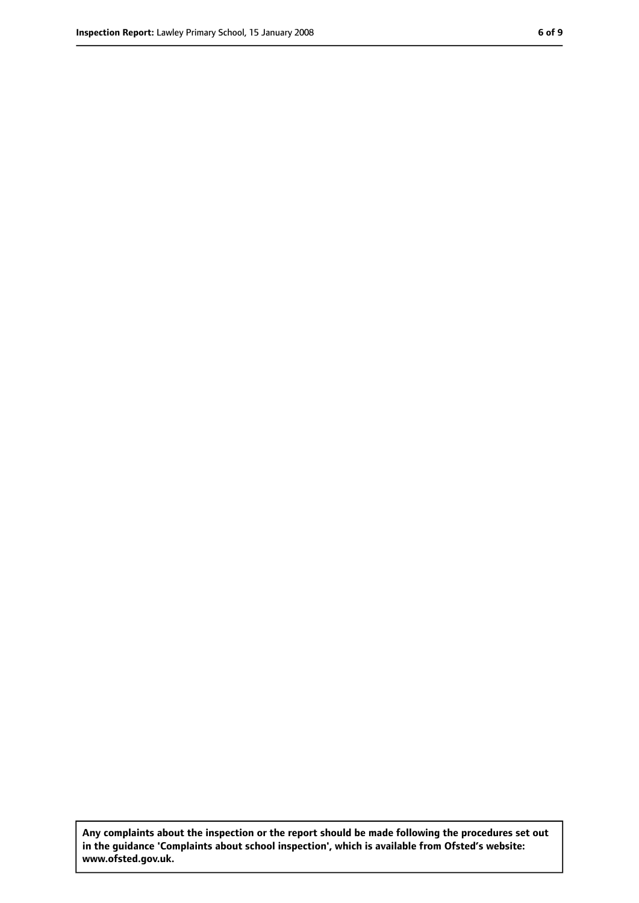**Any complaints about the inspection or the report should be made following the procedures set out in the guidance 'Complaints about school inspection', which is available from Ofsted's website: www.ofsted.gov.uk.**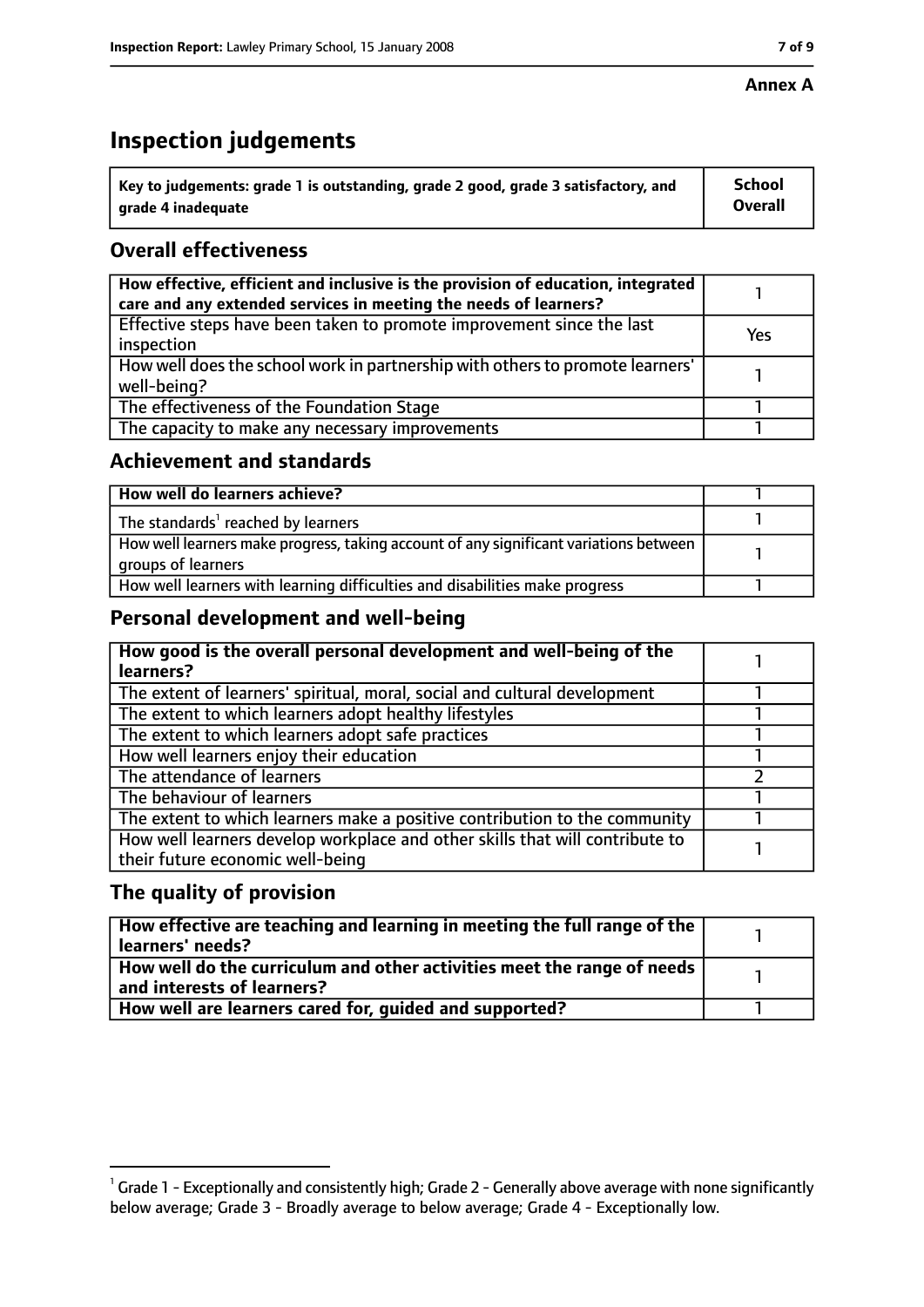**Annex A**

# Inspection judgements

| Key to judgements: grade 1 is outstanding, grade 2 good, grade 3 satisfactory, and grade 4 inadequate | School Overall |
|---|---|

## Overall effectiveness

| | |
|---|---|
| How effective, efficient and inclusive is the provision of education, integrated care and any extended services in meeting the needs of learners? | 1 |
| Effective steps have been taken to promote improvement since the last inspection | Yes |
| How well does the school work in partnership with others to promote learners' well-being? | 1 |
| The effectiveness of the Foundation Stage | 1 |
| The capacity to make any necessary improvements | 1 |

## Achievement and standards

| | |
|---|---|
| **How well do learners achieve?** | 1 |
| The standards[1] reached by learners | 1 |
| How well learners make progress, taking account of any significant variations between groups of learners | 1 |
| How well learners with learning difficulties and disabilities make progress | 1 |

## Personal development and well-being

| | |
|---|---|
| **How good is the overall personal development and well-being of the learners?** | 1 |
| The extent of learners' spiritual, moral, social and cultural development | 1 |
| The extent to which learners adopt healthy lifestyles | 1 |
| The extent to which learners adopt safe practices | 1 |
| How well learners enjoy their education | 1 |
| The attendance of learners | 2 |
| The behaviour of learners | 1 |
| The extent to which learners make a positive contribution to the community | 1 |
| How well learners develop workplace and other skills that will contribute to their future economic well-being | 1 |

## The quality of provision

| | |
|---|---|
| **How effective are teaching and learning in meeting the full range of the learners' needs?** | 1 |
| **How well do the curriculum and other activities meet the range of needs and interests of learners?** | 1 |
| **How well are learners cared for, guided and supported?** | 1 |

[1] Grade 1 - Exceptionally and consistently high; Grade 2 - Generally above average with none significantly below average; Grade 3 - Broadly average to below average; Grade 4 - Exceptionally low.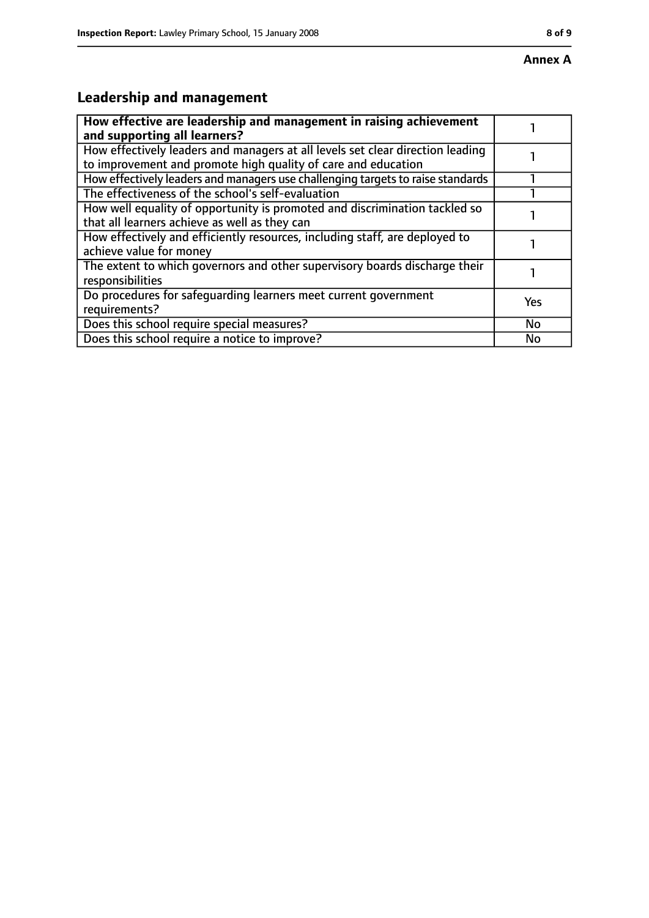**Annex A**

## Leadership and management

| **How effective are leadership and management in raising achievement and supporting all learners?** | 1 |
|---|---|
| How effectively leaders and managers at all levels set clear direction leading to improvement and promote high quality of care and education | 1 |
| How effectively leaders and managers use challenging targets to raise standards | 1 |
| The effectiveness of the school's self-evaluation | 1 |
| How well equality of opportunity is promoted and discrimination tackled so that all learners achieve as well as they can | 1 |
| How effectively and efficiently resources, including staff, are deployed to achieve value for money | 1 |
| The extent to which governors and other supervisory boards discharge their responsibilities | 1 |
| Do procedures for safeguarding learners meet current government requirements? | Yes |
| Does this school require special measures? | No |
| Does this school require a notice to improve? | No |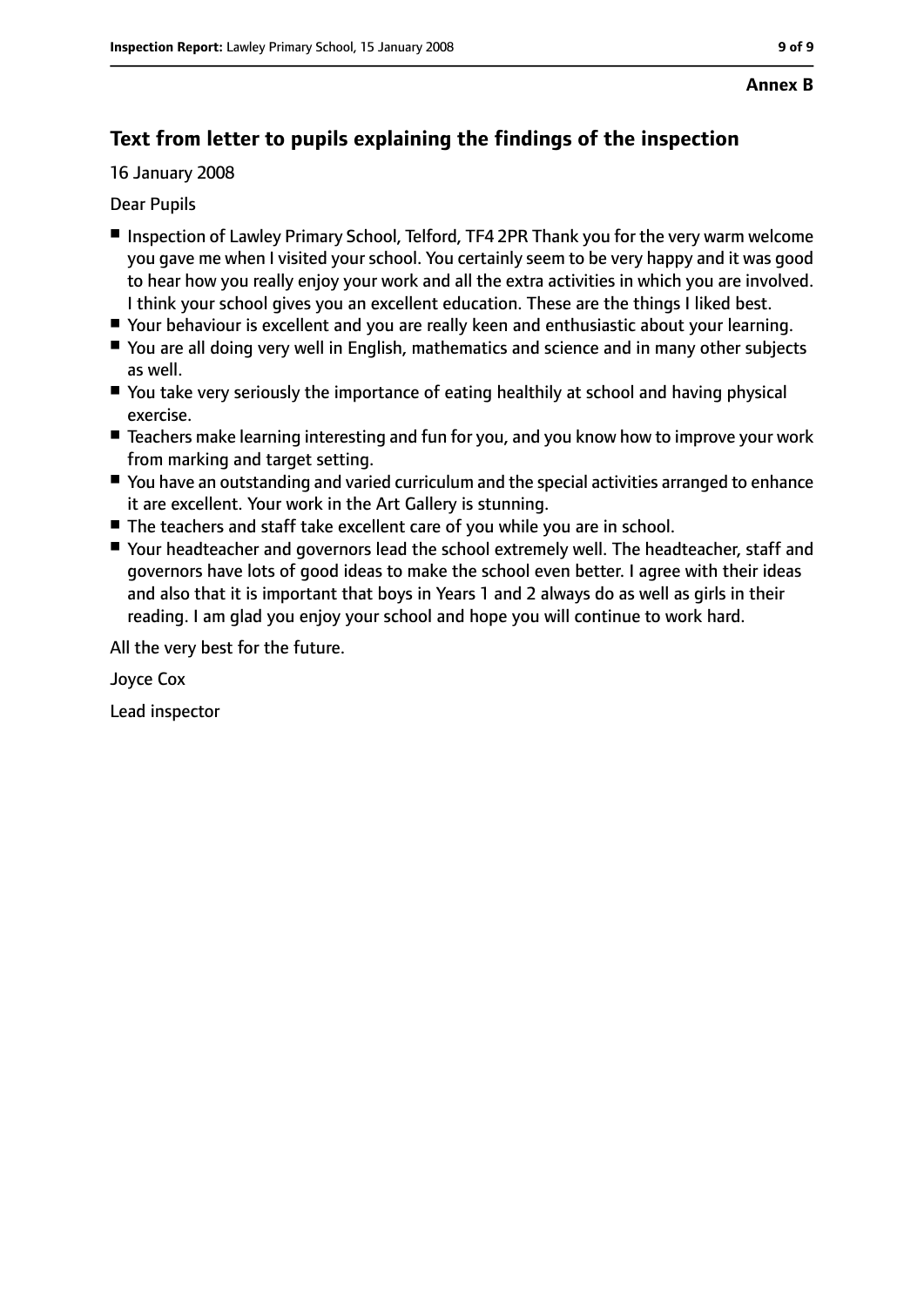**Annex B**

## Text from letter to pupils explaining the findings of the inspection

16 January 2008

Dear Pupils

- Inspection of Lawley Primary School, Telford, TF4 2PR Thank you for the very warm welcome you gave me when I visited your school. You certainly seem to be very happy and it was good to hear how you really enjoy your work and all the extra activities in which you are involved. I think your school gives you an excellent education. These are the things I liked best.
- Your behaviour is excellent and you are really keen and enthusiastic about your learning.
- You are all doing very well in English, mathematics and science and in many other subjects as well.
- You take very seriously the importance of eating healthily at school and having physical exercise.
- Teachers make learning interesting and fun for you, and you know how to improve your work from marking and target setting.
- You have an outstanding and varied curriculum and the special activities arranged to enhance it are excellent. Your work in the Art Gallery is stunning.
- The teachers and staff take excellent care of you while you are in school.
- Your headteacher and governors lead the school extremely well. The headteacher, staff and governors have lots of good ideas to make the school even better. I agree with their ideas and also that it is important that boys in Years 1 and 2 always do as well as girls in their reading. I am glad you enjoy your school and hope you will continue to work hard.

All the very best for the future.

Joyce Cox

Lead inspector